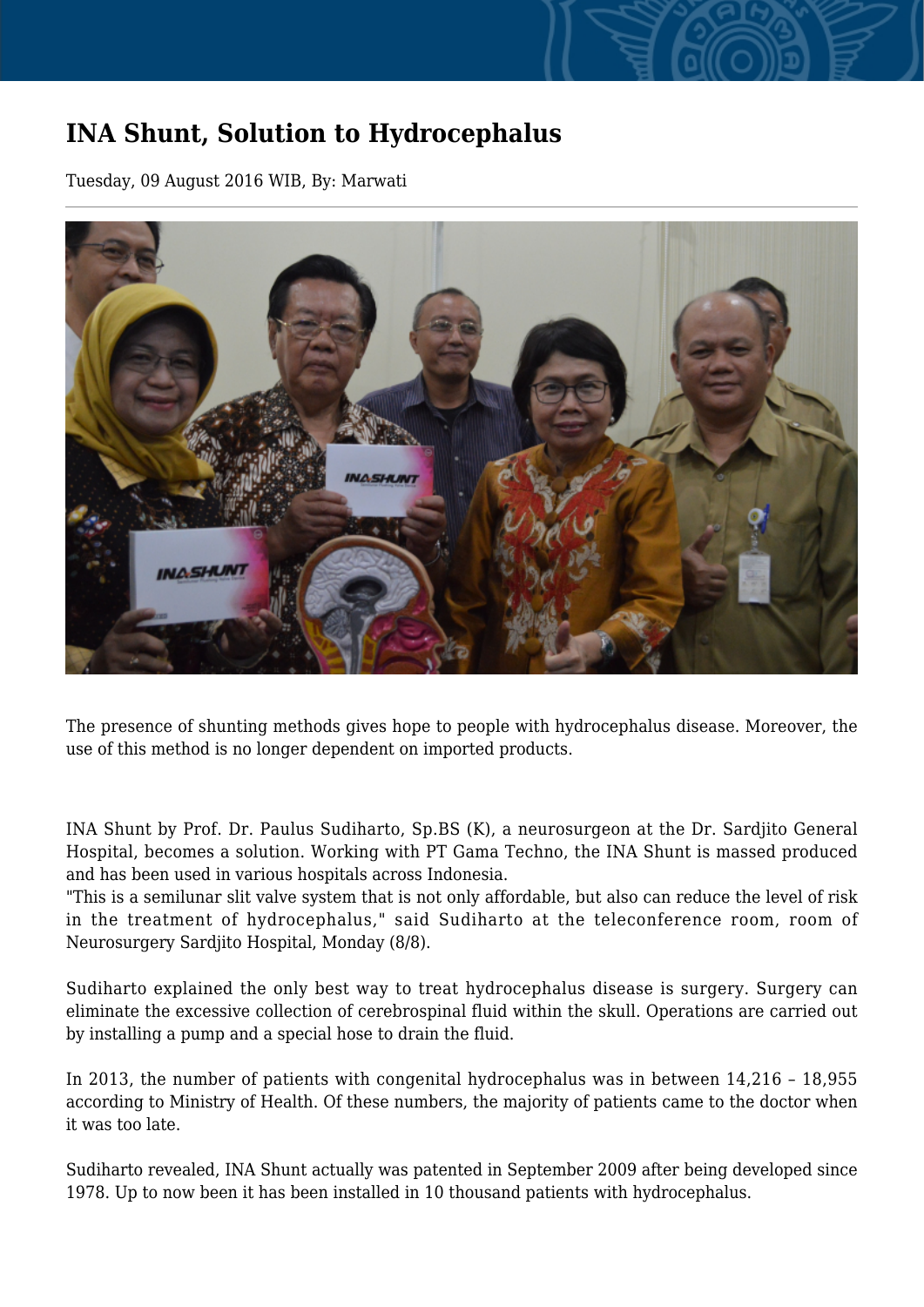# INA Shunt, Solution to Hydrocephalus

Tuesday, 09 August 2016 WIB, By: Marwati

The presence of shunting methods gives hope to people with hydrocephalus disease. Moreover, the use of this method is no longer dependent on imported products.

INA Shunt by Prof. Dr. Paulus Sudiharto, Sp.BS (K), a neurosurgeon at the Dr. Sardjito General Hospital, becomes a solution. Working with PT Gama Techno, the INA Shunt is massed produced and has been used in various hospitals across Indonesia.

"This is a semilunar slit valve system that is not only affordable, but also can reduce the level of risk in the treatment of hydrocephalus," said Sudiharto at the teleconference room, room of Neurosurgery Sardjito Hospital, Monday (8/8).

Sudiharto explained the only best way to treat hydrocephalus disease is surgery. Surgery can eliminate the excessive collection of cerebrospinal fluid within the skull. Operations are carried out by installing a pump and a special hose to drain the fluid.

In 2013, the number of patients with congenital hydrocephalus was in between 14,216 – 18,955 according to Ministry of Health. Of these numbers, the majority of patients came to the doctor when it was too late.

Sudiharto revealed, INA Shunt actually was patented in September 2009 after being developed since 1978. Up to now been it has been installed in 10 thousand patients with hydrocephalus.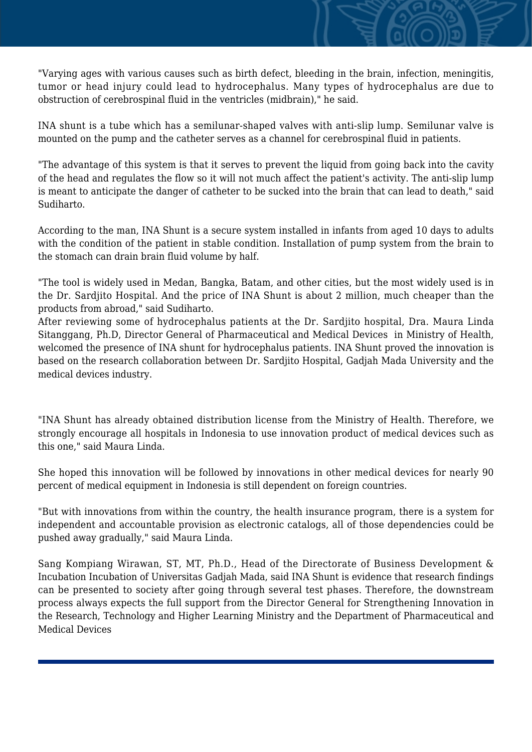"Varying ages with various causes such as birth defect, bleeding in the brain, infection, meningitis, tumor or head injury could lead to hydrocephalus. Many types of hydrocephalus are due to obstruction of cerebrospinal fluid in the ventricles (midbrain)," he said.

INA shunt is a tube which has a semilunar-shaped valves with anti-slip lump. Semilunar valve is mounted on the pump and the catheter serves as a channel for cerebrospinal fluid in patients.

"The advantage of this system is that it serves to prevent the liquid from going back into the cavity of the head and regulates the flow so it will not much affect the patient's activity. The anti-slip lump is meant to anticipate the danger of catheter to be sucked into the brain that can lead to death," said Sudiharto.

According to the man, INA Shunt is a secure system installed in infants from aged 10 days to adults with the condition of the patient in stable condition. Installation of pump system from the brain to the stomach can drain brain fluid volume by half.

"The tool is widely used in Medan, Bangka, Batam, and other cities, but the most widely used is in the Dr. Sardjito Hospital. And the price of INA Shunt is about 2 million, much cheaper than the products from abroad," said Sudiharto.

After reviewing some of hydrocephalus patients at the Dr. Sardjito hospital, Dra. Maura Linda Sitanggang, Ph.D, Director General of Pharmaceutical and Medical Devices in Ministry of Health, welcomed the presence of INA shunt for hydrocephalus patients. INA Shunt proved the innovation is based on the research collaboration between Dr. Sardjito Hospital, Gadjah Mada University and the medical devices industry.

"INA Shunt has already obtained distribution license from the Ministry of Health. Therefore, we strongly encourage all hospitals in Indonesia to use innovation product of medical devices such as this one," said Maura Linda.

She hoped this innovation will be followed by innovations in other medical devices for nearly 90 percent of medical equipment in Indonesia is still dependent on foreign countries.

"But with innovations from within the country, the health insurance program, there is a system for independent and accountable provision as electronic catalogs, all of those dependencies could be pushed away gradually," said Maura Linda.

Sang Kompiang Wirawan, ST, MT, Ph.D., Head of the Directorate of Business Development & Incubation Incubation of Universitas Gadjah Mada, said INA Shunt is evidence that research findings can be presented to society after going through several test phases. Therefore, the downstream process always expects the full support from the Director General for Strengthening Innovation in the Research, Technology and Higher Learning Ministry and the Department of Pharmaceutical and Medical Devices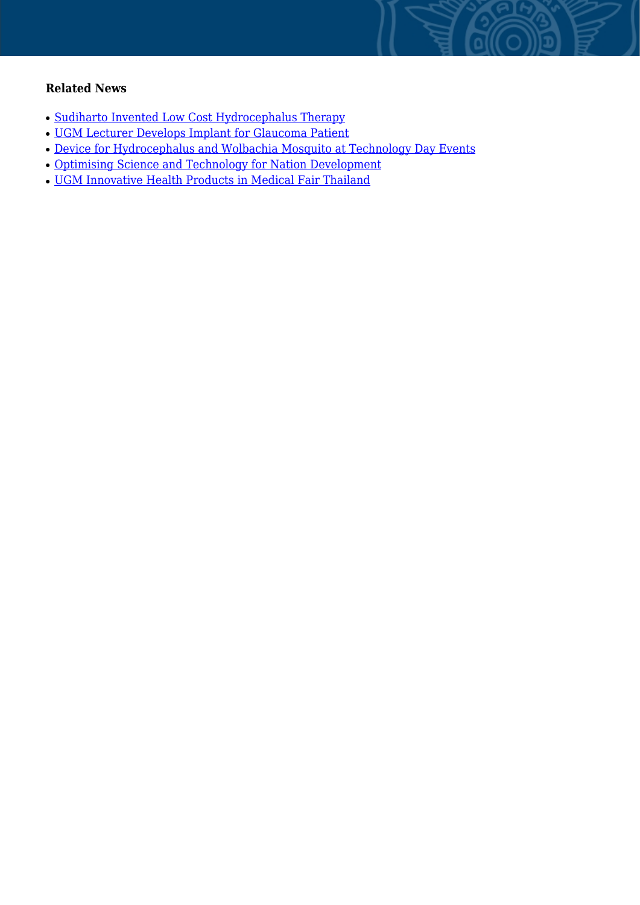### Related News

- Sudiharto Invented Low Cost Hydrocephalus Therapy
- UGM Lecturer Develops Implant for Glaucoma Patient
- Device for Hydrocephalus and Wolbachia Mosquito at Technology Day Events
- Optimising Science and Technology for Nation Development
- UGM Innovative Health Products in Medical Fair Thailand